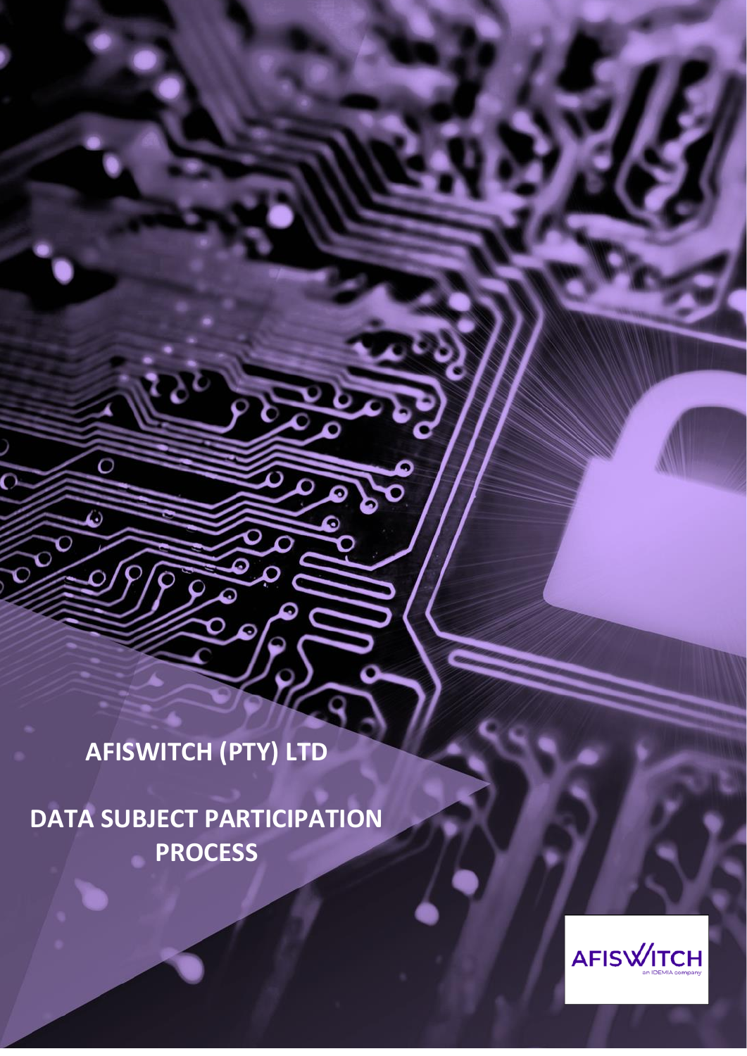# AFISWITCH (PTY) LTD

# DATA SUBJECT PARTICIPATION PROCESS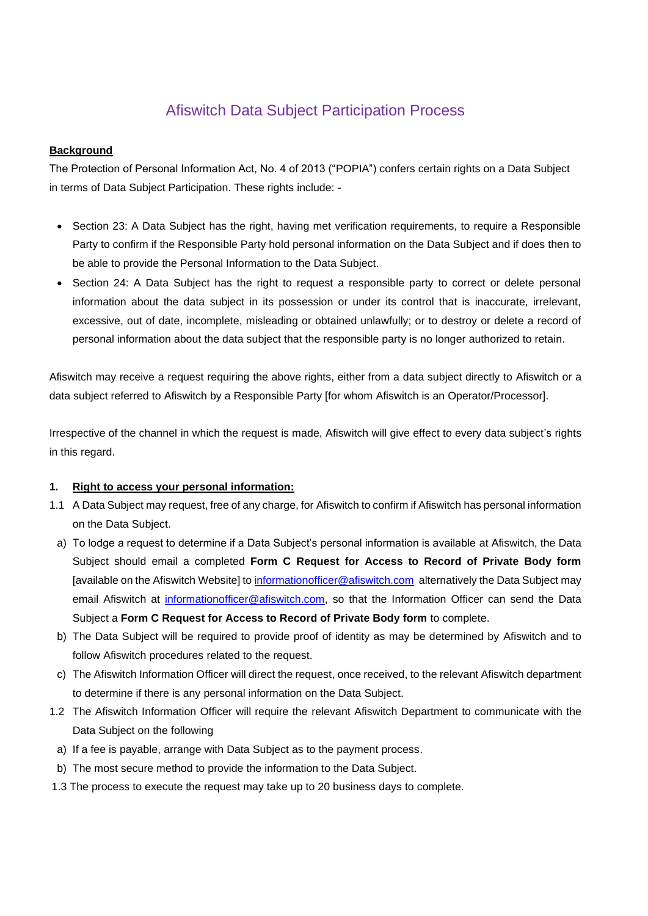# Afiswitch Data Subject Participation Process

**Background**

The Protection of Personal Information Act, No. 4 of 2013 ("POPIA") confers certain rights on a Data Subject in terms of Data Subject Participation. These rights include: -

- Section 23: A Data Subject has the right, having met verification requirements, to require a Responsible Party to confirm if the Responsible Party hold personal information on the Data Subject and if does then to be able to provide the Personal Information to the Data Subject.
- Section 24: A Data Subject has the right to request a responsible party to correct or delete personal information about the data subject in its possession or under its control that is inaccurate, irrelevant, excessive, out of date, incomplete, misleading or obtained unlawfully; or to destroy or delete a record of personal information about the data subject that the responsible party is no longer authorized to retain.

Afiswitch may receive a request requiring the above rights, either from a data subject directly to Afiswitch or a data subject referred to Afiswitch by a Responsible Party [for whom Afiswitch is an Operator/Processor].

Irrespective of the channel in which the request is made, Afiswitch will give effect to every data subject's rights in this regard.

**1. Right to access your personal information:**

1.1 A Data Subject may request, free of any charge, for Afiswitch to confirm if Afiswitch has personal information on the Data Subject.

a) To lodge a request to determine if a Data Subject's personal information is available at Afiswitch, the Data Subject should email a completed **Form C Request for Access to Record of Private Body form** [available on the Afiswitch Website] to informationofficer@afiswitch.com alternatively the Data Subject may email Afiswitch at informationofficer@afiswitch.com, so that the Information Officer can send the Data Subject a **Form C Request for Access to Record of Private Body form** to complete.

b) The Data Subject will be required to provide proof of identity as may be determined by Afiswitch and to follow Afiswitch procedures related to the request.

c) The Afiswitch Information Officer will direct the request, once received, to the relevant Afiswitch department to determine if there is any personal information on the Data Subject.

1.2 The Afiswitch Information Officer will require the relevant Afiswitch Department to communicate with the Data Subject on the following

a) If a fee is payable, arrange with Data Subject as to the payment process.

b) The most secure method to provide the information to the Data Subject.

1.3 The process to execute the request may take up to 20 business days to complete.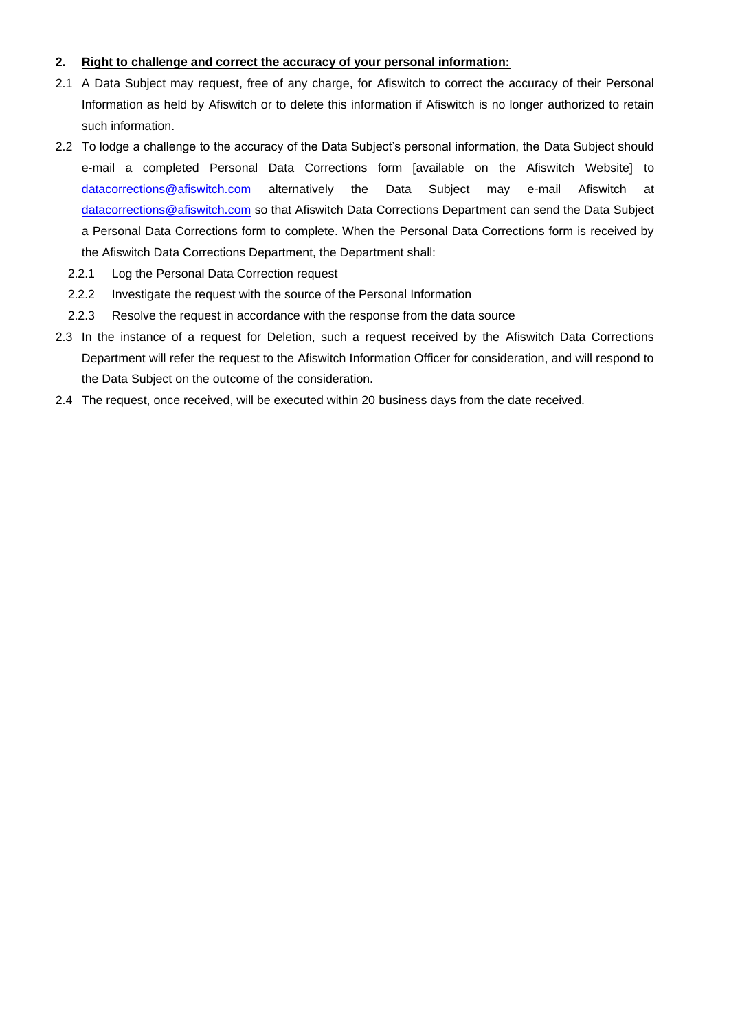## 2. <u>Right to challenge and correct the accuracy of your personal information:</u>

2.1 A Data Subject may request, free of any charge, for Afiswitch to correct the accuracy of their Personal Information as held by Afiswitch or to delete this information if Afiswitch is no longer authorized to retain such information.

2.2 To lodge a challenge to the accuracy of the Data Subject's personal information, the Data Subject should e-mail a completed Personal Data Corrections form [available on the Afiswitch Website] to datacorrections@afiswitch.com alternatively the Data Subject may e-mail Afiswitch at datacorrections@afiswitch.com so that Afiswitch Data Corrections Department can send the Data Subject a Personal Data Corrections form to complete. When the Personal Data Corrections form is received by the Afiswitch Data Corrections Department, the Department shall:

- 2.2.1 Log the Personal Data Correction request
- 2.2.2 Investigate the request with the source of the Personal Information
- 2.2.3 Resolve the request in accordance with the response from the data source

2.3 In the instance of a request for Deletion, such a request received by the Afiswitch Data Corrections Department will refer the request to the Afiswitch Information Officer for consideration, and will respond to the Data Subject on the outcome of the consideration.

2.4 The request, once received, will be executed within 20 business days from the date received.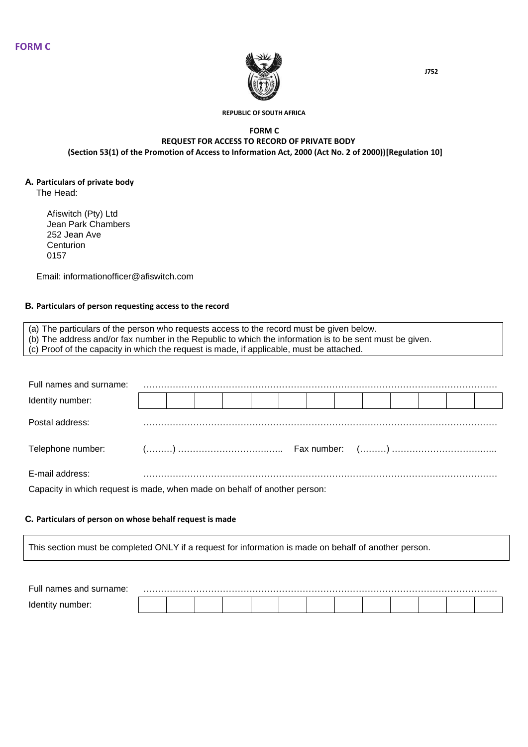**FORM C**

J752

**REPUBLIC OF SOUTH AFRICA**

**FORM C**
**REQUEST FOR ACCESS TO RECORD OF PRIVATE BODY**
**(Section 53(1) of the Promotion of Access to Information Act, 2000 (Act No. 2 of 2000))[Regulation 10]**

**A. Particulars of private body**

The Head:

Afiswitch (Pty) Ltd
Jean Park Chambers
252 Jean Ave
Centurion
0157

Email: informationofficer@afiswitch.com

**B. Particulars of person requesting access to the record**

(a) The particulars of the person who requests access to the record must be given below.
(b) The address and/or fax number in the Republic to which the information is to be sent must be given.
(c) Proof of the capacity in which the request is made, if applicable, must be attached.

Full names and surname: ……………………………………………………………………………………………

Identity number:

| | | | | | | | | | | | | |
|---|---|---|---|---|---|---|---|---|---|---|---|---|
| | | | | | | | | | | | | |

Postal address: ……………………………………………………………………………………………

Telephone number: (………) ……………………………… Fax number: (………) ………………………………

E-mail address: ……………………………………………………………………………………………

Capacity in which request is made, when made on behalf of another person:

**C. Particulars of person on whose behalf request is made**

This section must be completed ONLY if a request for information is made on behalf of another person.

Full names and surname: ……………………………………………………………………………………………

Identity number:

| | | | | | | | | | | | | |
|---|---|---|---|---|---|---|---|---|---|---|---|---|
| | | | | | | | | | | | | |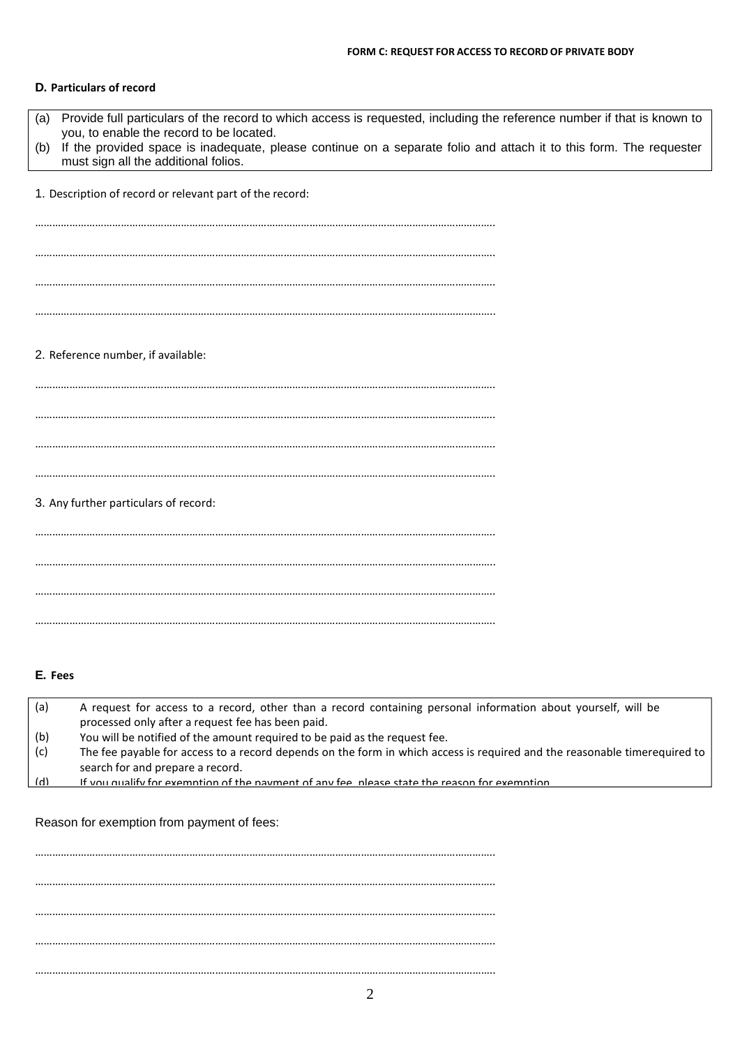**FORM C: REQUEST FOR ACCESS TO RECORD OF PRIVATE BODY**

**D. Particulars of record**

(a) Provide full particulars of the record to which access is requested, including the reference number if that is known to you, to enable the record to be located.
(b) If the provided space is inadequate, please continue on a separate folio and attach it to this form. The requester must sign all the additional folios.

1. Description of record or relevant part of the record:

……………………………………………………………………………………………………………………………………

……………………………………………………………………………………………………………………………………

……………………………………………………………………………………………………………………………………

……………………………………………………………………………………………………………………………………

2. Reference number, if available:

……………………………………………………………………………………………………………………………………

……………………………………………………………………………………………………………………………………

……………………………………………………………………………………………………………………………………

……………………………………………………………………………………………………………………………………

3. Any further particulars of record:

……………………………………………………………………………………………………………………………………

……………………………………………………………………………………………………………………………………

……………………………………………………………………………………………………………………………………

……………………………………………………………………………………………………………………………………

**E. Fees**

(a) A request for access to a record, other than a record containing personal information about yourself, will be processed only after a request fee has been paid.
(b) You will be notified of the amount required to be paid as the request fee.
(c) The fee payable for access to a record depends on the form in which access is required and the reasonable timerequired to search for and prepare a record.
(d) If you qualify for exemption of the payment of any fee, please state the reason for exemption

Reason for exemption from payment of fees:

……………………………………………………………………………………………………………………………………

……………………………………………………………………………………………………………………………………

……………………………………………………………………………………………………………………………………

……………………………………………………………………………………………………………………………………

……………………………………………………………………………………………………………………………………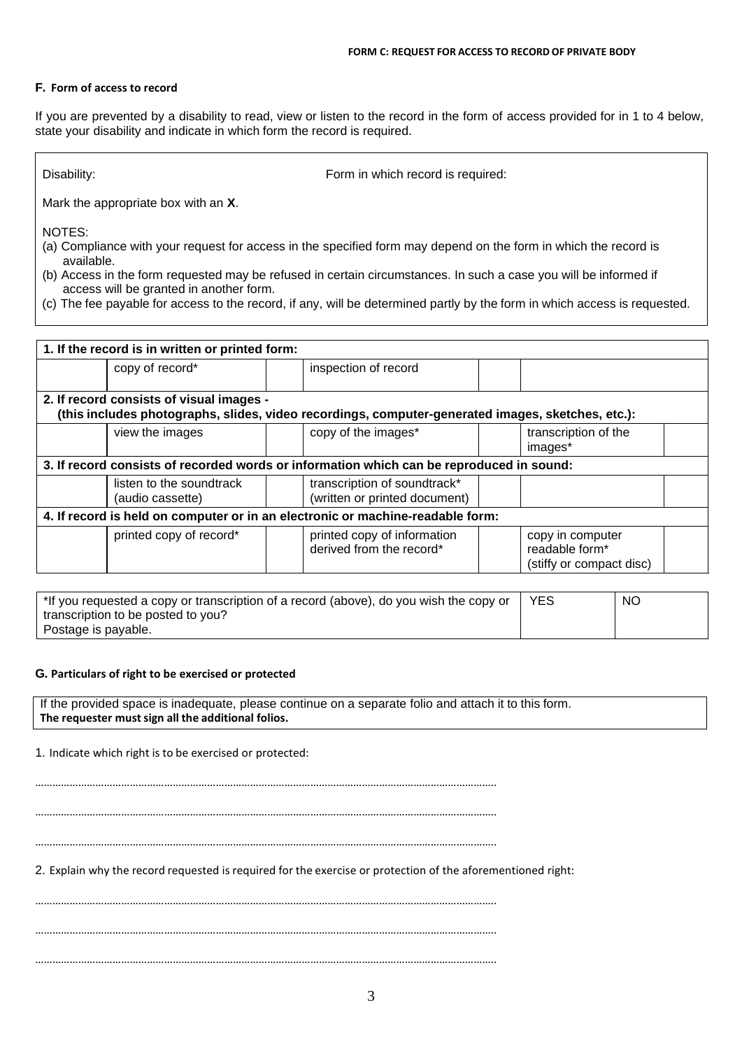FORM C: REQUEST FOR ACCESS TO RECORD OF PRIVATE BODY

## F. Form of access to record

If you are prevented by a disability to read, view or listen to the record in the form of access provided for in 1 to 4 below, state your disability and indicate in which form the record is required.

| Disability: | Form in which record is required: |
|---|---|

Mark the appropriate box with an **X**.

NOTES:

(a) Compliance with your request for access in the specified form may depend on the form in which the record is available.
(b) Access in the form requested may be refused in certain circumstances. In such a case you will be informed if access will be granted in another form.
(c) The fee payable for access to the record, if any, will be determined partly by the form in which access is requested.

| **1. If the record is in written or printed form:** | | | | | |
|---|---|---|---|---|---|
| | copy of record* | | inspection of record | | |
| **2. If record consists of visual images - (this includes photographs, slides, video recordings, computer-generated images, sketches, etc.):** | | | | | |
| | view the images | | copy of the images* | | transcription of the images* |
| **3. If record consists of recorded words or information which can be reproduced in sound:** | | | | | |
| | listen to the soundtrack (audio cassette) | | transcription of soundtrack* (written or printed document) | | |
| **4. If record is held on computer or in an electronic or machine-readable form:** | | | | | |
| | printed copy of record* | | printed copy of information derived from the record* | | copy in computer readable form* (stiffy or compact disc) |

| *If you requested a copy or transcription of a record (above), do you wish the copy or transcription to be posted to you? Postage is payable. | YES | NO |
|---|---|---|

## G. Particulars of right to be exercised or protected

If the provided space is inadequate, please continue on a separate folio and attach it to this form. **The requester must sign all the additional folios.**

1. Indicate which right is to be exercised or protected:

……………………………………………………………………………………………………………………………………………

……………………………………………………………………………………………………………………………………………

……………………………………………………………………………………………………………………………………………

2. Explain why the record requested is required for the exercise or protection of the aforementioned right:

……………………………………………………………………………………………………………………………………………

……………………………………………………………………………………………………………………………………………

……………………………………………………………………………………………………………………………………………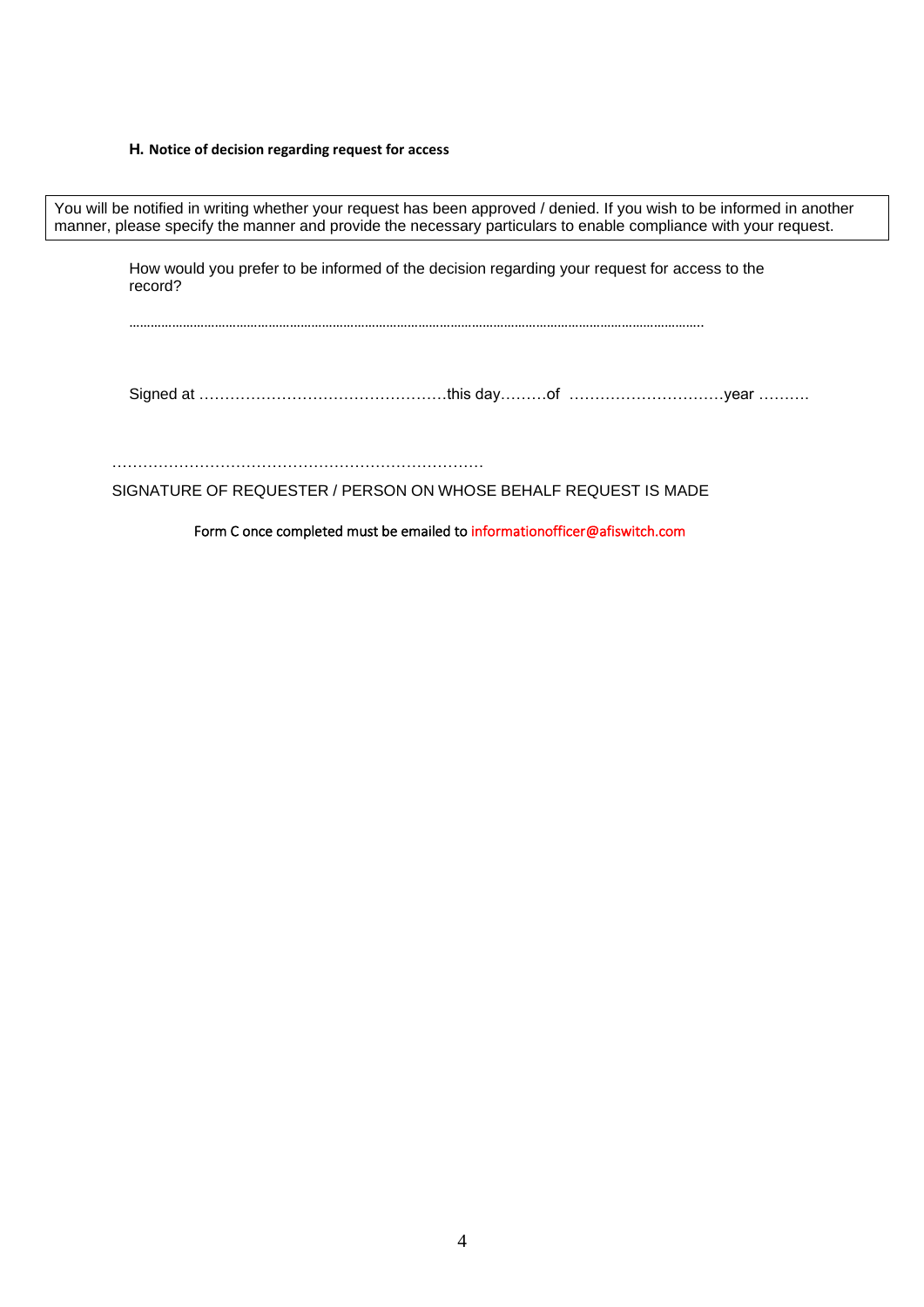### H. Notice of decision regarding request for access

| You will be notified in writing whether your request has been approved / denied. If you wish to be informed in another manner, please specify the manner and provide the necessary particulars to enable compliance with your request. |
|---|

How would you prefer to be informed of the decision regarding your request for access to the record?

……………………………………………………………………………………………………………………………………………

Signed at ……………………………………………this day………of …………………………year ……….

………………………………………………………………
SIGNATURE OF REQUESTER / PERSON ON WHOSE BEHALF REQUEST IS MADE

Form C once completed must be emailed to informationofficer@afiswitch.com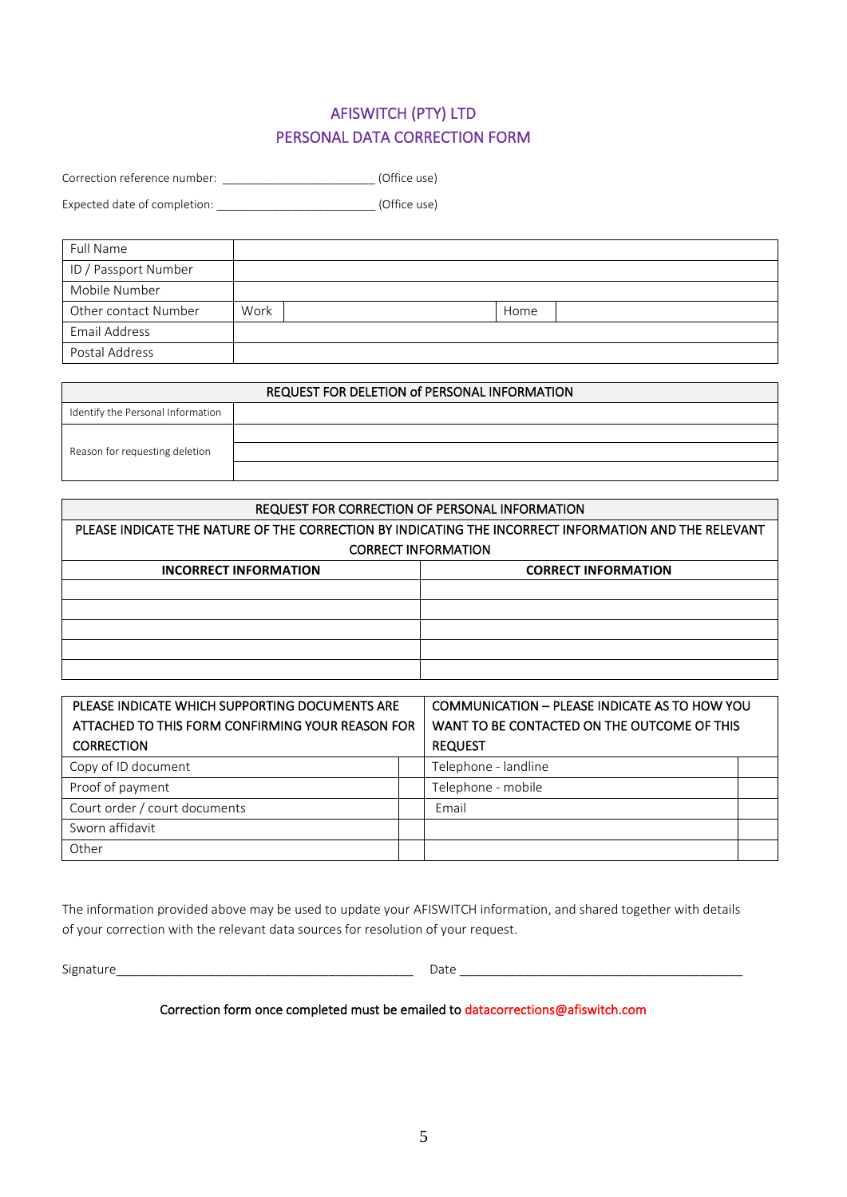# AFISWITCH (PTY) LTD
## PERSONAL DATA CORRECTION FORM

Correction reference number: ________________________ (Office use)

Expected date of completion: ________________________ (Office use)

| | | | | |
|---|---|---|---|---|
| Full Name | | | | |
| ID / Passport Number | | | | |
| Mobile Number | | | | |
| Other contact Number | Work | | Home | |
| Email Address | | | | |
| Postal Address | | | | |

| REQUEST FOR DELETION of PERSONAL INFORMATION | |
|---|---|
| Identify the Personal Information | |
| Reason for requesting deletion | |
| | |
| | |

| REQUEST FOR CORRECTION OF PERSONAL INFORMATION | |
|---|---|
| PLEASE INDICATE THE NATURE OF THE CORRECTION BY INDICATING THE INCORRECT INFORMATION AND THE RELEVANT CORRECT INFORMATION | |
| **INCORRECT INFORMATION** | **CORRECT INFORMATION** |
| | |
| | |
| | |
| | |
| | |

| PLEASE INDICATE WHICH SUPPORTING DOCUMENTS ARE ATTACHED TO THIS FORM CONFIRMING YOUR REASON FOR CORRECTION | | COMMUNICATION – PLEASE INDICATE AS TO HOW YOU WANT TO BE CONTACTED ON THE OUTCOME OF THIS REQUEST | |
|---|---|---|---|
| Copy of ID document | | Telephone - landline | |
| Proof of payment | | Telephone - mobile | |
| Court order / court documents | | Email | |
| Sworn affidavit | | | |
| Other | | | |

The information provided above may be used to update your AFISWITCH information, and shared together with details of your correction with the relevant data sources for resolution of your request.

Signature_____________________________________________ Date ___________________________________________

Correction form once completed must be emailed to datacorrections@afiswitch.com